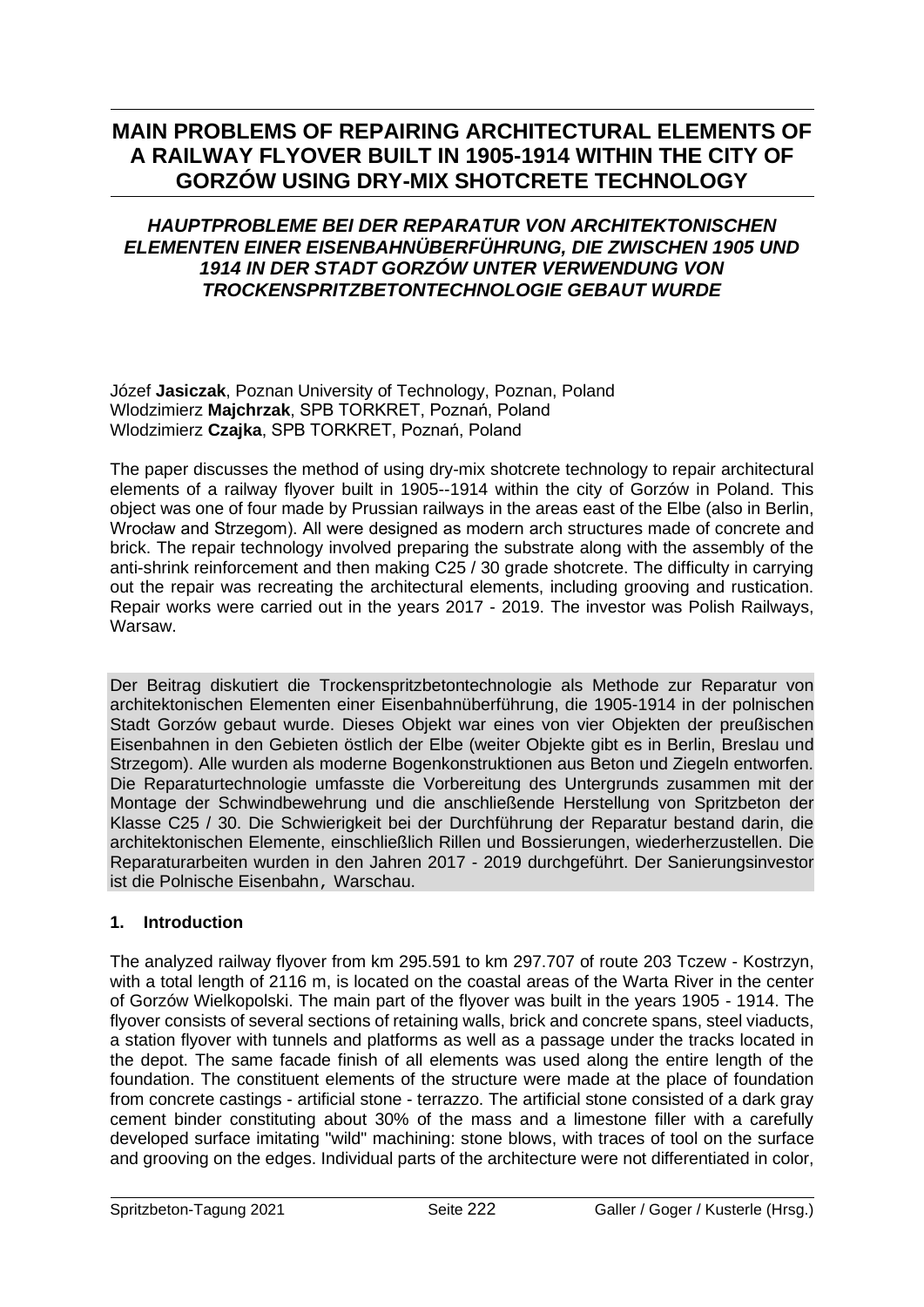# MAIN PROBLEMS OF REPAIRING ARCHITECTURAL ELEMENTS OF A RAILWAY FLYOVER BUILT IN 1905-1914 WITHIN THE CITY OF GORZÓW USING DRY-MIX SHOTCRETE TECHNOLOGY

## *HAUPTPROBLEME BEI DER REPARATUR VON ARCHITEKTONISCHEN ELEMENTEN EINER EISENBAHNÜBERFÜHRUNG, DIE ZWISCHEN 1905 UND 1914 IN DER STADT GORZÓW UNTER VERWENDUNG VON TROCKENSPRITZBETONTECHNOLOGIE GEBAUT WURDE*

Józef **Jasiczak**, Poznan University of Technology, Poznan, Poland
Wlodzimierz **Majchrzak**, SPB TORKRET, Poznań, Poland
Wlodzimierz **Czajka**, SPB TORKRET, Poznań, Poland

The paper discusses the method of using dry-mix shotcrete technology to repair architectural elements of a railway flyover built in 1905--1914 within the city of Gorzów in Poland. This object was one of four made by Prussian railways in the areas east of the Elbe (also in Berlin, Wrocław and Strzegom). All were designed as modern arch structures made of concrete and brick. The repair technology involved preparing the substrate along with the assembly of the anti-shrink reinforcement and then making C25 / 30 grade shotcrete. The difficulty in carrying out the repair was recreating the architectural elements, including grooving and rustication. Repair works were carried out in the years 2017 - 2019. The investor was Polish Railways, Warsaw.

Der Beitrag diskutiert die Trockenspritzbetontechnologie als Methode zur Reparatur von architektonischen Elementen einer Eisenbahnüberführung, die 1905-1914 in der polnischen Stadt Gorzów gebaut wurde. Dieses Objekt war eines von vier Objekten der preußischen Eisenbahnen in den Gebieten östlich der Elbe (weiter Objekte gibt es in Berlin, Breslau und Strzegom). Alle wurden als moderne Bogenkonstruktionen aus Beton und Ziegeln entworfen. Die Reparaturtechnologie umfasste die Vorbereitung des Untergrunds zusammen mit der Montage der Schwindbewehrung und die anschließende Herstellung von Spritzbeton der Klasse C25 / 30. Die Schwierigkeit bei der Durchführung der Reparatur bestand darin, die architektonischen Elemente, einschließlich Rillen und Bossierungen, wiederherzustellen. Die Reparaturarbeiten wurden in den Jahren 2017 - 2019 durchgeführt. Der Sanierungsinvestor ist die Polnische Eisenbahn, Warschau.

### 1. Introduction

The analyzed railway flyover from km 295.591 to km 297.707 of route 203 Tczew - Kostrzyn, with a total length of 2116 m, is located on the coastal areas of the Warta River in the center of Gorzów Wielkopolski. The main part of the flyover was built in the years 1905 - 1914. The flyover consists of several sections of retaining walls, brick and concrete spans, steel viaducts, a station flyover with tunnels and platforms as well as a passage under the tracks located in the depot. The same facade finish of all elements was used along the entire length of the foundation. The constituent elements of the structure were made at the place of foundation from concrete castings - artificial stone - terrazzo. The artificial stone consisted of a dark gray cement binder constituting about 30% of the mass and a limestone filler with a carefully developed surface imitating "wild" machining: stone blows, with traces of tool on the surface and grooving on the edges. Individual parts of the architecture were not differentiated in color,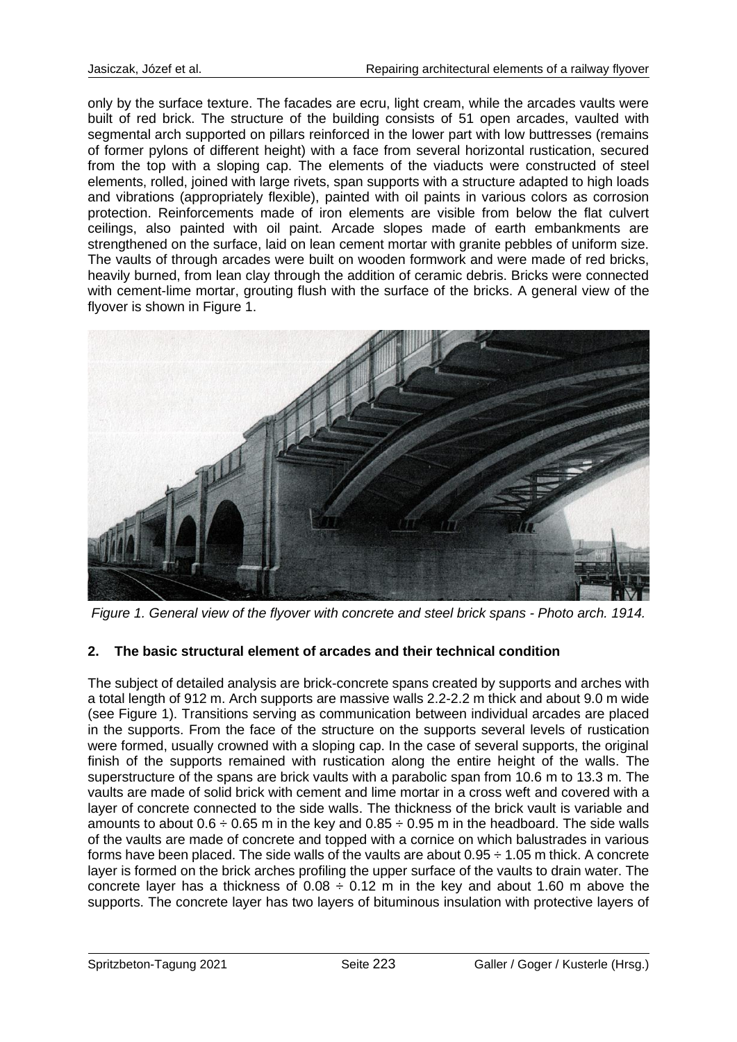only by the surface texture. The facades are ecru, light cream, while the arcades vaults were built of red brick. The structure of the building consists of 51 open arcades, vaulted with segmental arch supported on pillars reinforced in the lower part with low buttresses (remains of former pylons of different height) with a face from several horizontal rustication, secured from the top with a sloping cap. The elements of the viaducts were constructed of steel elements, rolled, joined with large rivets, span supports with a structure adapted to high loads and vibrations (appropriately flexible), painted with oil paints in various colors as corrosion protection. Reinforcements made of iron elements are visible from below the flat culvert ceilings, also painted with oil paint. Arcade slopes made of earth embankments are strengthened on the surface, laid on lean cement mortar with granite pebbles of uniform size. The vaults of through arcades were built on wooden formwork and were made of red bricks, heavily burned, from lean clay through the addition of ceramic debris. Bricks were connected with cement-lime mortar, grouting flush with the surface of the bricks. A general view of the flyover is shown in Figure 1.

*Figure 1. General view of the flyover with concrete and steel brick spans - Photo arch. 1914.*

## 2. The basic structural element of arcades and their technical condition

The subject of detailed analysis are brick-concrete spans created by supports and arches with a total length of 912 m. Arch supports are massive walls 2.2-2.2 m thick and about 9.0 m wide (see Figure 1). Transitions serving as communication between individual arcades are placed in the supports. From the face of the structure on the supports several levels of rustication were formed, usually crowned with a sloping cap. In the case of several supports, the original finish of the supports remained with rustication along the entire height of the walls. The superstructure of the spans are brick vaults with a parabolic span from 10.6 m to 13.3 m. The vaults are made of solid brick with cement and lime mortar in a cross weft and covered with a layer of concrete connected to the side walls. The thickness of the brick vault is variable and amounts to about 0.6 ÷ 0.65 m in the key and 0.85 ÷ 0.95 m in the headboard. The side walls of the vaults are made of concrete and topped with a cornice on which balustrades in various forms have been placed. The side walls of the vaults are about 0.95 ÷ 1.05 m thick. A concrete layer is formed on the brick arches profiling the upper surface of the vaults to drain water. The concrete layer has a thickness of 0.08 ÷ 0.12 m in the key and about 1.60 m above the supports. The concrete layer has two layers of bituminous insulation with protective layers of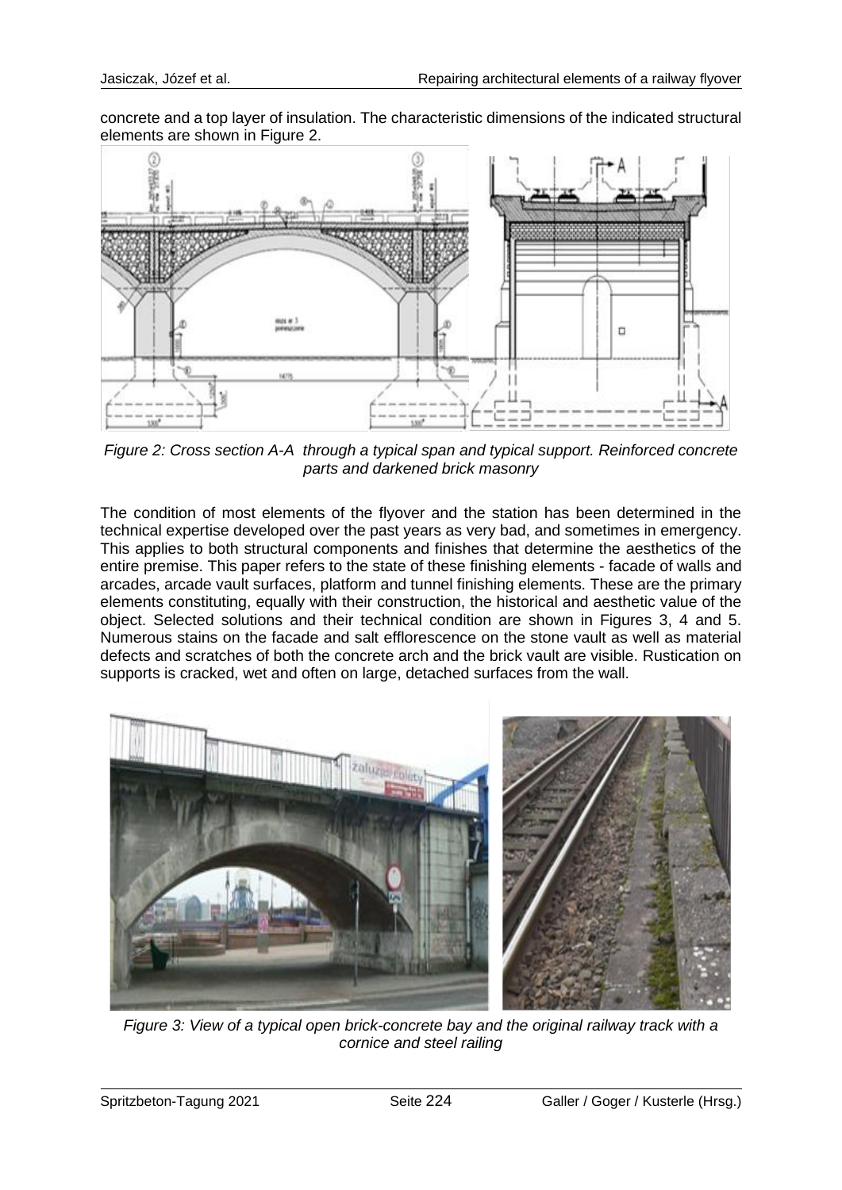concrete and a top layer of insulation. The characteristic dimensions of the indicated structural elements are shown in Figure 2.

*Figure 2: Cross section A-A through a typical span and typical support. Reinforced concrete parts and darkened brick masonry*

The condition of most elements of the flyover and the station has been determined in the technical expertise developed over the past years as very bad, and sometimes in emergency. This applies to both structural components and finishes that determine the aesthetics of the entire premise. This paper refers to the state of these finishing elements - facade of walls and arcades, arcade vault surfaces, platform and tunnel finishing elements. These are the primary elements constituting, equally with their construction, the historical and aesthetic value of the object. Selected solutions and their technical condition are shown in Figures 3, 4 and 5. Numerous stains on the facade and salt efflorescence on the stone vault as well as material defects and scratches of both the concrete arch and the brick vault are visible. Rustication on supports is cracked, wet and often on large, detached surfaces from the wall.

*Figure 3: View of a typical open brick-concrete bay and the original railway track with a cornice and steel railing*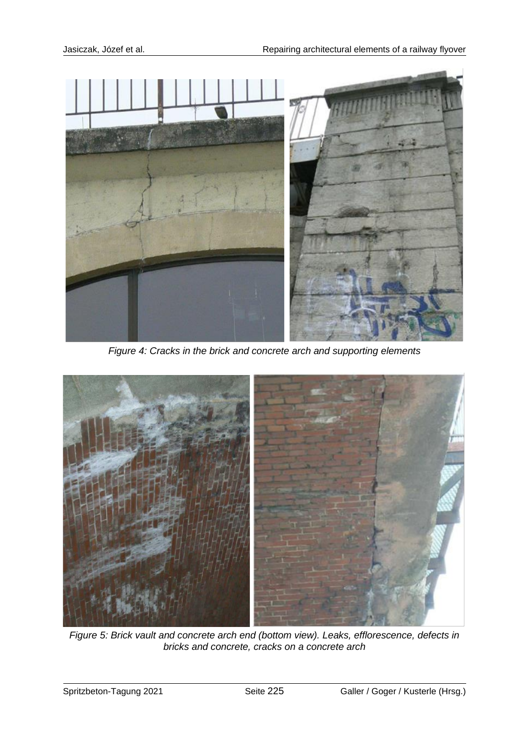*Figure 4: Cracks in the brick and concrete arch and supporting elements*

*Figure 5: Brick vault and concrete arch end (bottom view). Leaks, efflorescence, defects in bricks and concrete, cracks on a concrete arch*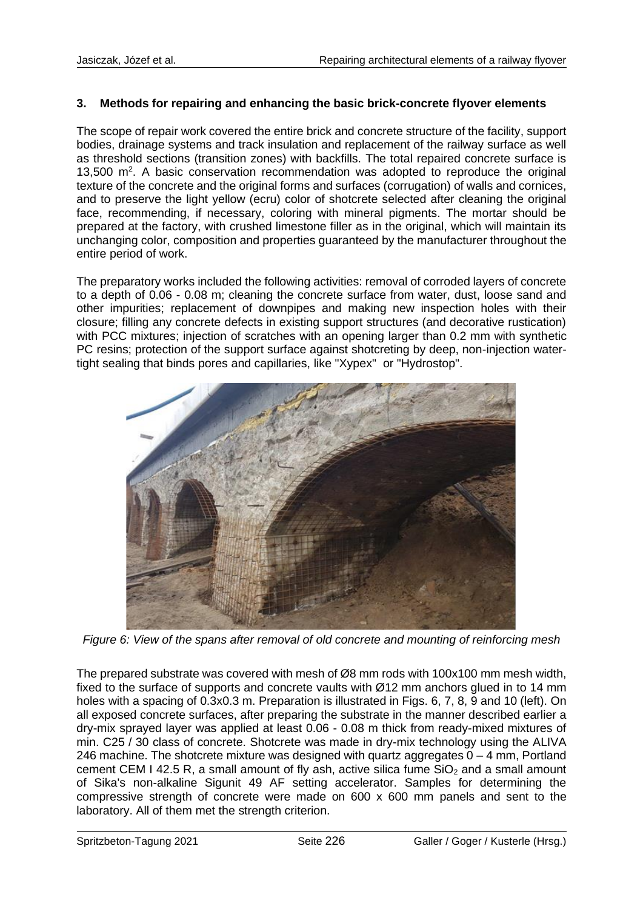### 3. Methods for repairing and enhancing the basic brick-concrete flyover elements

The scope of repair work covered the entire brick and concrete structure of the facility, support bodies, drainage systems and track insulation and replacement of the railway surface as well as threshold sections (transition zones) with backfills. The total repaired concrete surface is 13,500 $m^2$. A basic conservation recommendation was adopted to reproduce the original texture of the concrete and the original forms and surfaces (corrugation) of walls and cornices, and to preserve the light yellow (ecru) color of shotcrete selected after cleaning the original face, recommending, if necessary, coloring with mineral pigments. The mortar should be prepared at the factory, with crushed limestone filler as in the original, which will maintain its unchanging color, composition and properties guaranteed by the manufacturer throughout the entire period of work.

The preparatory works included the following activities: removal of corroded layers of concrete to a depth of 0.06 - 0.08 m; cleaning the concrete surface from water, dust, loose sand and other impurities; replacement of downpipes and making new inspection holes with their closure; filling any concrete defects in existing support structures (and decorative rustication) with PCC mixtures; injection of scratches with an opening larger than 0.2 mm with synthetic PC resins; protection of the support surface against shotcreting by deep, non-injection water-tight sealing that binds pores and capillaries, like "Xypex" or "Hydrostop".

*Figure 6: View of the spans after removal of old concrete and mounting of reinforcing mesh*

The prepared substrate was covered with mesh of Ø8 mm rods with 100x100 mm mesh width, fixed to the surface of supports and concrete vaults with Ø12 mm anchors glued in to 14 mm holes with a spacing of 0.3x0.3 m. Preparation is illustrated in Figs. 6, 7, 8, 9 and 10 (left). On all exposed concrete surfaces, after preparing the substrate in the manner described earlier a dry-mix sprayed layer was applied at least 0.06 - 0.08 m thick from ready-mixed mixtures of min. C25 / 30 class of concrete. Shotcrete was made in dry-mix technology using the ALIVA 246 machine. The shotcrete mixture was designed with quartz aggregates 0 – 4 mm, Portland cement CEM I 42.5 R, a small amount of fly ash, active silica fume $SiO_2$ and a small amount of Sika's non-alkaline Sigunit 49 AF setting accelerator. Samples for determining the compressive strength of concrete were made on 600 x 600 mm panels and sent to the laboratory. All of them met the strength criterion.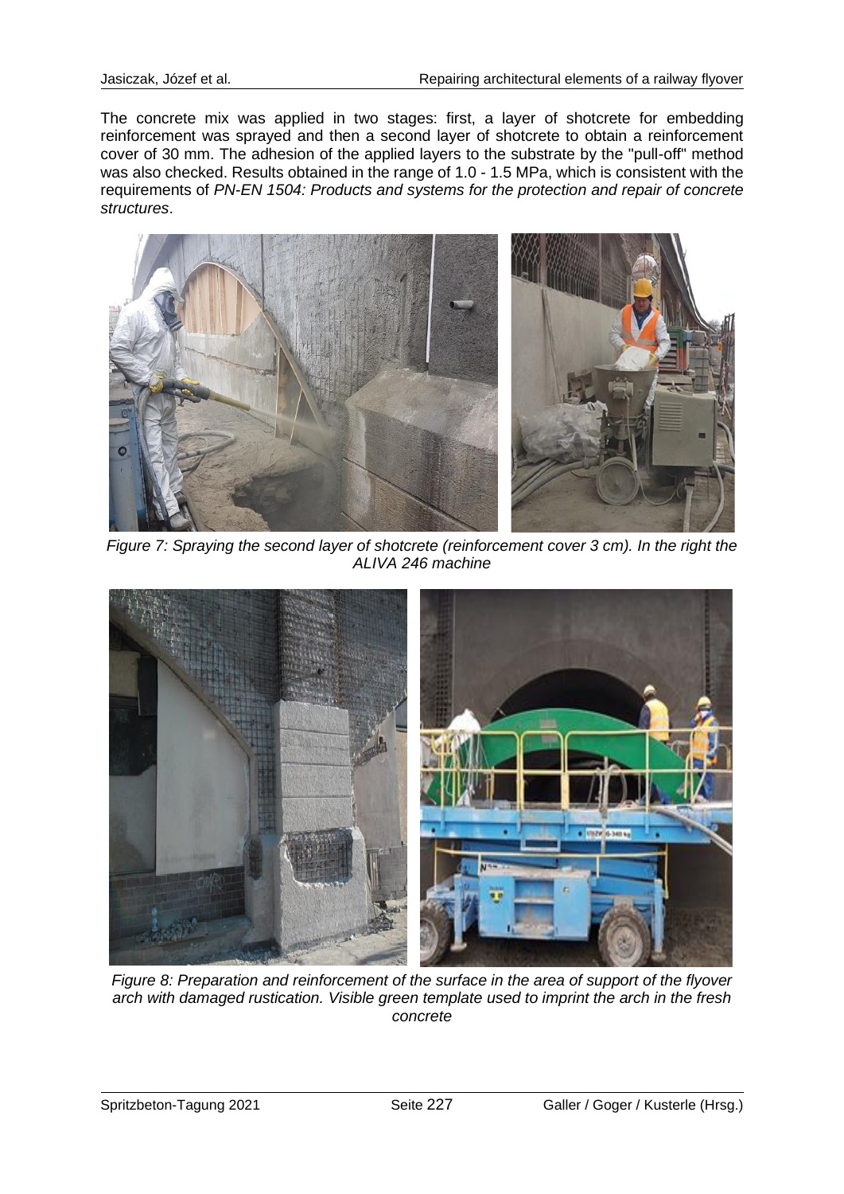The concrete mix was applied in two stages: first, a layer of shotcrete for embedding reinforcement was sprayed and then a second layer of shotcrete to obtain a reinforcement cover of 30 mm. The adhesion of the applied layers to the substrate by the "pull-off" method was also checked. Results obtained in the range of 1.0 - 1.5 MPa, which is consistent with the requirements of *PN-EN 1504: Products and systems for the protection and repair of concrete structures*.

*Figure 7: Spraying the second layer of shotcrete (reinforcement cover 3 cm). In the right the ALIVA 246 machine*

*Figure 8: Preparation and reinforcement of the surface in the area of support of the flyover arch with damaged rustication. Visible green template used to imprint the arch in the fresh concrete*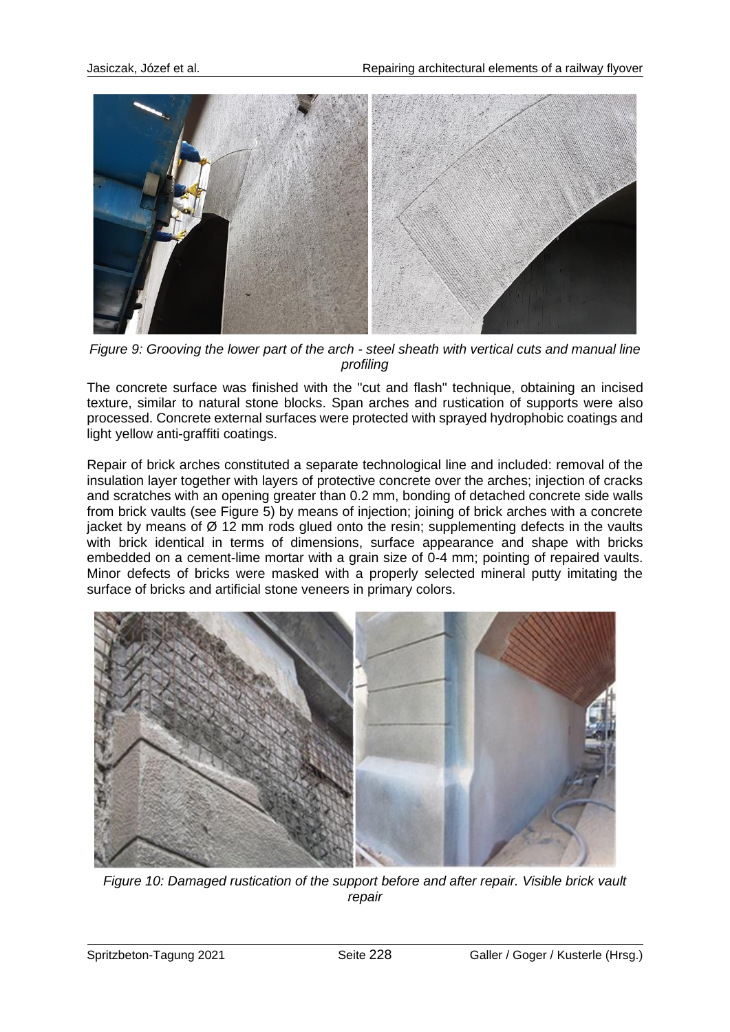*Figure 9: Grooving the lower part of the arch - steel sheath with vertical cuts and manual line profiling*

The concrete surface was finished with the "cut and flash" technique, obtaining an incised texture, similar to natural stone blocks. Span arches and rustication of supports were also processed. Concrete external surfaces were protected with sprayed hydrophobic coatings and light yellow anti-graffiti coatings.

Repair of brick arches constituted a separate technological line and included: removal of the insulation layer together with layers of protective concrete over the arches; injection of cracks and scratches with an opening greater than 0.2 mm, bonding of detached concrete side walls from brick vaults (see Figure 5) by means of injection; joining of brick arches with a concrete jacket by means of Ø 12 mm rods glued onto the resin; supplementing defects in the vaults with brick identical in terms of dimensions, surface appearance and shape with bricks embedded on a cement-lime mortar with a grain size of 0-4 mm; pointing of repaired vaults. Minor defects of bricks were masked with a properly selected mineral putty imitating the surface of bricks and artificial stone veneers in primary colors.

*Figure 10: Damaged rustication of the support before and after repair. Visible brick vault repair*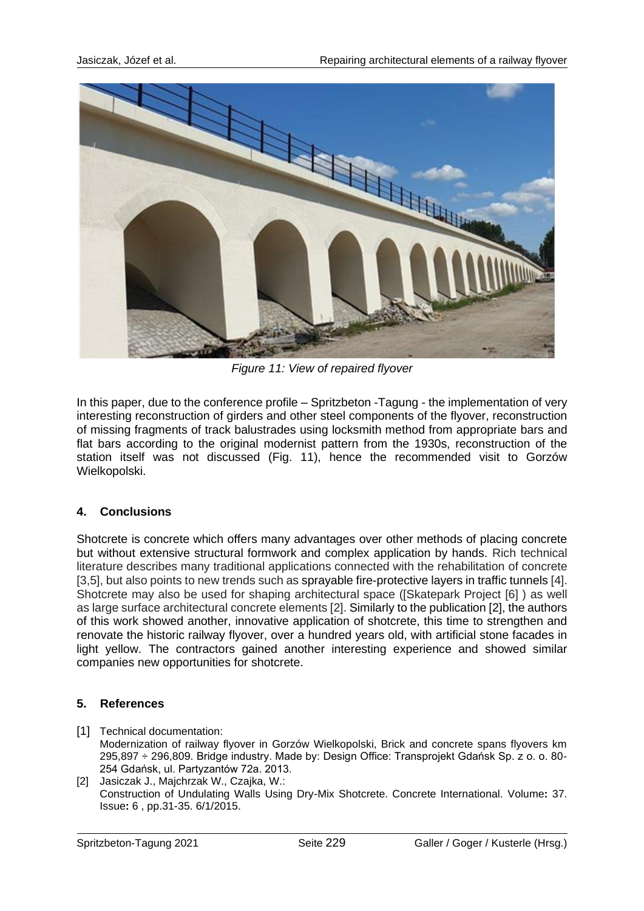*Figure 11: View of repaired flyover*

In this paper, due to the conference profile – Spritzbeton -Tagung - the implementation of very interesting reconstruction of girders and other steel components of the flyover, reconstruction of missing fragments of track balustrades using locksmith method from appropriate bars and flat bars according to the original modernist pattern from the 1930s, reconstruction of the station itself was not discussed (Fig. 11), hence the recommended visit to Gorzów Wielkopolski.

## 4. Conclusions

Shotcrete is concrete which offers many advantages over other methods of placing concrete but without extensive structural formwork and complex application by hands. Rich technical literature describes many traditional applications connected with the rehabilitation of concrete [3,5], but also points to new trends such as sprayable fire-protective layers in traffic tunnels [4]. Shotcrete may also be used for shaping architectural space ([Skatepark Project [6] ) as well as large surface architectural concrete elements [2]. Similarly to the publication [2], the authors of this work showed another, innovative application of shotcrete, this time to strengthen and renovate the historic railway flyover, over a hundred years old, with artificial stone facades in light yellow. The contractors gained another interesting experience and showed similar companies new opportunities for shotcrete.

## 5. References

[1] Technical documentation:
Modernization of railway flyover in Gorzów Wielkopolski, Brick and concrete spans flyovers km 295,897 ÷ 296,809. Bridge industry. Made by: Design Office: Transprojekt Gdańsk Sp. z o. o. 80-254 Gdańsk, ul. Partyzantów 72a. 2013.

[2] Jasiczak J., Majchrzak W., Czajka, W.:
Construction of Undulating Walls Using Dry-Mix Shotcrete. Concrete International. Volume**:** 37. Issue**:** 6 , pp.31-35. 6/1/2015.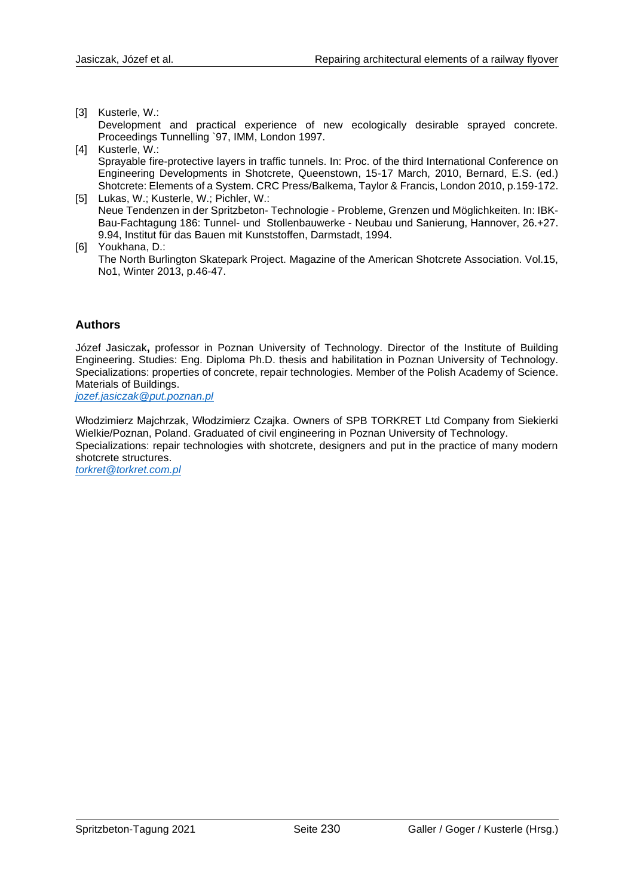[3] Kusterle, W.:
Development and practical experience of new ecologically desirable sprayed concrete. Proceedings Tunnelling `97, IMM, London 1997.

[4] Kusterle, W.:
Sprayable fire-protective layers in traffic tunnels. In: Proc. of the third International Conference on Engineering Developments in Shotcrete, Queenstown, 15-17 March, 2010, Bernard, E.S. (ed.) Shotcrete: Elements of a System. CRC Press/Balkema, Taylor & Francis, London 2010, p.159-172.

[5] Lukas, W.; Kusterle, W.; Pichler, W.:
Neue Tendenzen in der Spritzbeton- Technologie - Probleme, Grenzen und Möglichkeiten. In: IBK-Bau-Fachtagung 186: Tunnel- und Stollenbauwerke - Neubau und Sanierung, Hannover, 26.+27. 9.94, Institut für das Bauen mit Kunststoffen, Darmstadt, 1994.

[6] Youkhana, D.:
The North Burlington Skatepark Project. Magazine of the American Shotcrete Association. Vol.15, No1, Winter 2013, p.46-47.

## Authors

Józef Jasiczak**,** professor in Poznan University of Technology. Director of the Institute of Building Engineering. Studies: Eng. Diploma Ph.D. thesis and habilitation in Poznan University of Technology. Specializations: properties of concrete, repair technologies. Member of the Polish Academy of Science. Materials of Buildings.
*jozef.jasiczak@put.poznan.pl*

Włodzimierz Majchrzak, Włodzimierz Czajka. Owners of SPB TORKRET Ltd Company from Siekierki Wielkie/Poznan, Poland. Graduated of civil engineering in Poznan University of Technology.
Specializations: repair technologies with shotcrete, designers and put in the practice of many modern shotcrete structures.
*torkret@torkret.com.pl*